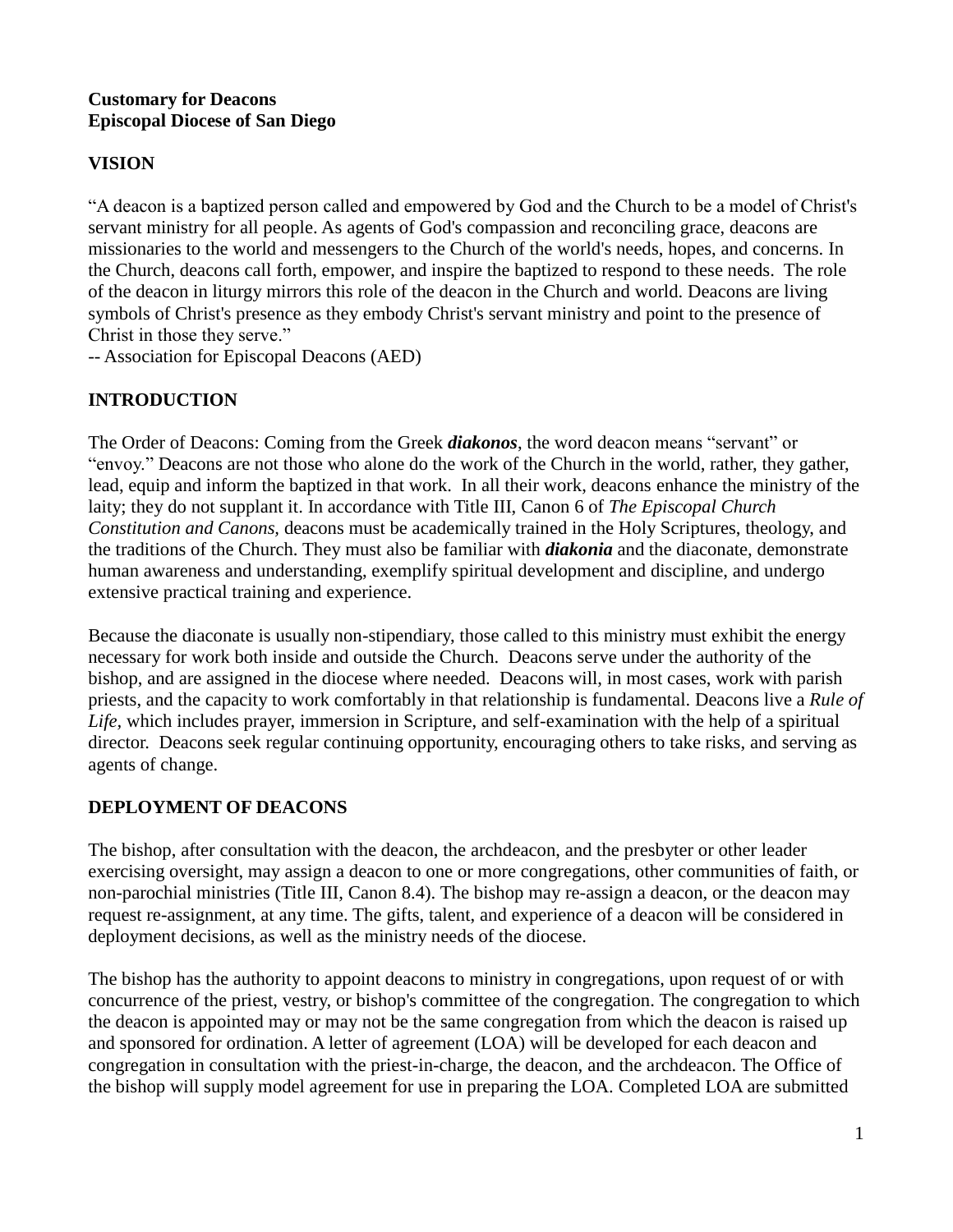**Customary for Deacons**
**Episcopal Diocese of San Diego**

## VISION

"A deacon is a baptized person called and empowered by God and the Church to be a model of Christ's servant ministry for all people. As agents of God's compassion and reconciling grace, deacons are missionaries to the world and messengers to the Church of the world's needs, hopes, and concerns. In the Church, deacons call forth, empower, and inspire the baptized to respond to these needs. The role of the deacon in liturgy mirrors this role of the deacon in the Church and world. Deacons are living symbols of Christ's presence as they embody Christ's servant ministry and point to the presence of Christ in those they serve."
-- Association for Episcopal Deacons (AED)

## INTRODUCTION

The Order of Deacons: Coming from the Greek ***diakonos***, the word deacon means "servant" or "envoy." Deacons are not those who alone do the work of the Church in the world, rather, they gather, lead, equip and inform the baptized in that work. In all their work, deacons enhance the ministry of the laity; they do not supplant it. In accordance with Title III, Canon 6 of *The Episcopal Church Constitution and Canons,* deacons must be academically trained in the Holy Scriptures, theology, and the traditions of the Church. They must also be familiar with ***diakonia*** and the diaconate, demonstrate human awareness and understanding, exemplify spiritual development and discipline, and undergo extensive practical training and experience.

Because the diaconate is usually non-stipendiary, those called to this ministry must exhibit the energy necessary for work both inside and outside the Church. Deacons serve under the authority of the bishop, and are assigned in the diocese where needed. Deacons will, in most cases, work with parish priests, and the capacity to work comfortably in that relationship is fundamental. Deacons live a *Rule of Life,* which includes prayer, immersion in Scripture, and self-examination with the help of a spiritual director. Deacons seek regular continuing opportunity, encouraging others to take risks, and serving as agents of change.

## DEPLOYMENT OF DEACONS

The bishop, after consultation with the deacon, the archdeacon, and the presbyter or other leader exercising oversight, may assign a deacon to one or more congregations, other communities of faith, or non-parochial ministries (Title III, Canon 8.4). The bishop may re-assign a deacon, or the deacon may request re-assignment, at any time. The gifts, talent, and experience of a deacon will be considered in deployment decisions, as well as the ministry needs of the diocese.

The bishop has the authority to appoint deacons to ministry in congregations, upon request of or with concurrence of the priest, vestry, or bishop's committee of the congregation. The congregation to which the deacon is appointed may or may not be the same congregation from which the deacon is raised up and sponsored for ordination. A letter of agreement (LOA) will be developed for each deacon and congregation in consultation with the priest-in-charge, the deacon, and the archdeacon. The Office of the bishop will supply model agreement for use in preparing the LOA. Completed LOA are submitted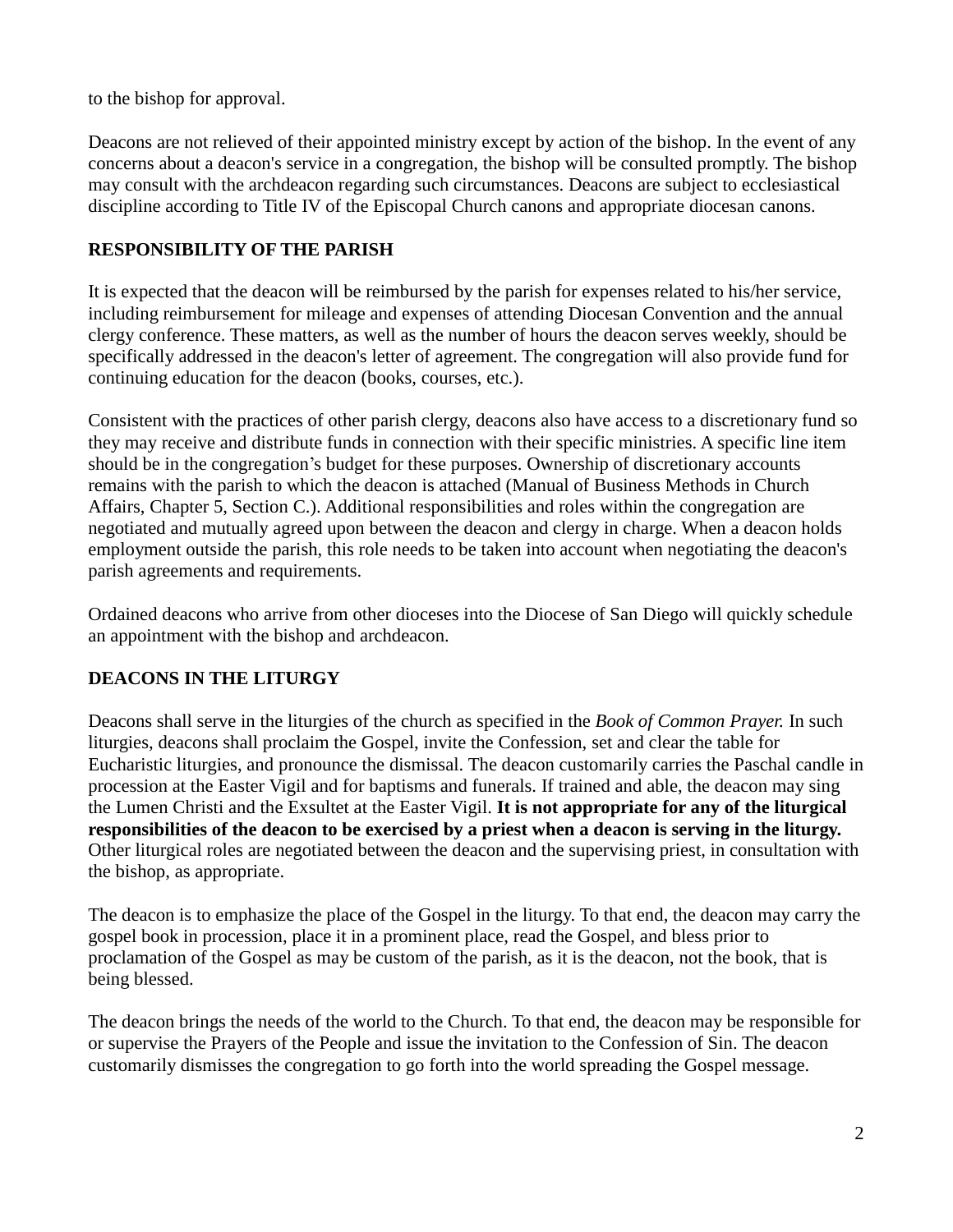to the bishop for approval.

Deacons are not relieved of their appointed ministry except by action of the bishop. In the event of any concerns about a deacon's service in a congregation, the bishop will be consulted promptly. The bishop may consult with the archdeacon regarding such circumstances. Deacons are subject to ecclesiastical discipline according to Title IV of the Episcopal Church canons and appropriate diocesan canons.

## RESPONSIBILITY OF THE PARISH

It is expected that the deacon will be reimbursed by the parish for expenses related to his/her service, including reimbursement for mileage and expenses of attending Diocesan Convention and the annual clergy conference. These matters, as well as the number of hours the deacon serves weekly, should be specifically addressed in the deacon's letter of agreement. The congregation will also provide fund for continuing education for the deacon (books, courses, etc.).

Consistent with the practices of other parish clergy, deacons also have access to a discretionary fund so they may receive and distribute funds in connection with their specific ministries. A specific line item should be in the congregation's budget for these purposes. Ownership of discretionary accounts remains with the parish to which the deacon is attached (Manual of Business Methods in Church Affairs, Chapter 5, Section C.). Additional responsibilities and roles within the congregation are negotiated and mutually agreed upon between the deacon and clergy in charge. When a deacon holds employment outside the parish, this role needs to be taken into account when negotiating the deacon's parish agreements and requirements.

Ordained deacons who arrive from other dioceses into the Diocese of San Diego will quickly schedule an appointment with the bishop and archdeacon.

## DEACONS IN THE LITURGY

Deacons shall serve in the liturgies of the church as specified in the *Book of Common Prayer.* In such liturgies, deacons shall proclaim the Gospel, invite the Confession, set and clear the table for Eucharistic liturgies, and pronounce the dismissal. The deacon customarily carries the Paschal candle in procession at the Easter Vigil and for baptisms and funerals. If trained and able, the deacon may sing the Lumen Christi and the Exsultet at the Easter Vigil. **It is not appropriate for any of the liturgical responsibilities of the deacon to be exercised by a priest when a deacon is serving in the liturgy.** Other liturgical roles are negotiated between the deacon and the supervising priest, in consultation with the bishop, as appropriate.

The deacon is to emphasize the place of the Gospel in the liturgy. To that end, the deacon may carry the gospel book in procession, place it in a prominent place, read the Gospel, and bless prior to proclamation of the Gospel as may be custom of the parish, as it is the deacon, not the book, that is being blessed.

The deacon brings the needs of the world to the Church. To that end, the deacon may be responsible for or supervise the Prayers of the People and issue the invitation to the Confession of Sin. The deacon customarily dismisses the congregation to go forth into the world spreading the Gospel message.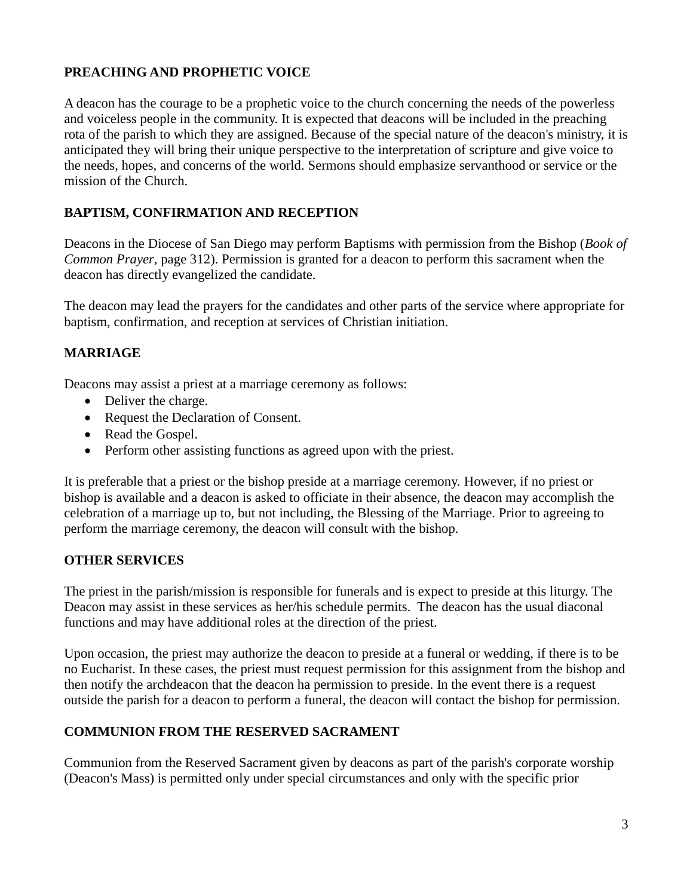## PREACHING AND PROPHETIC VOICE

A deacon has the courage to be a prophetic voice to the church concerning the needs of the powerless and voiceless people in the community. It is expected that deacons will be included in the preaching rota of the parish to which they are assigned. Because of the special nature of the deacon's ministry, it is anticipated they will bring their unique perspective to the interpretation of scripture and give voice to the needs, hopes, and concerns of the world. Sermons should emphasize servanthood or service or the mission of the Church.

## BAPTISM, CONFIRMATION AND RECEPTION

Deacons in the Diocese of San Diego may perform Baptisms with permission from the Bishop (*Book of Common Prayer*, page 312). Permission is granted for a deacon to perform this sacrament when the deacon has directly evangelized the candidate.

The deacon may lead the prayers for the candidates and other parts of the service where appropriate for baptism, confirmation, and reception at services of Christian initiation.

## MARRIAGE

Deacons may assist a priest at a marriage ceremony as follows:

- Deliver the charge.
- Request the Declaration of Consent.
- Read the Gospel.
- Perform other assisting functions as agreed upon with the priest.

It is preferable that a priest or the bishop preside at a marriage ceremony. However, if no priest or bishop is available and a deacon is asked to officiate in their absence, the deacon may accomplish the celebration of a marriage up to, but not including, the Blessing of the Marriage. Prior to agreeing to perform the marriage ceremony, the deacon will consult with the bishop.

## OTHER SERVICES

The priest in the parish/mission is responsible for funerals and is expect to preside at this liturgy. The Deacon may assist in these services as her/his schedule permits. The deacon has the usual diaconal functions and may have additional roles at the direction of the priest.

Upon occasion, the priest may authorize the deacon to preside at a funeral or wedding, if there is to be no Eucharist. In these cases, the priest must request permission for this assignment from the bishop and then notify the archdeacon that the deacon ha permission to preside. In the event there is a request outside the parish for a deacon to perform a funeral, the deacon will contact the bishop for permission.

## COMMUNION FROM THE RESERVED SACRAMENT

Communion from the Reserved Sacrament given by deacons as part of the parish's corporate worship (Deacon's Mass) is permitted only under special circumstances and only with the specific prior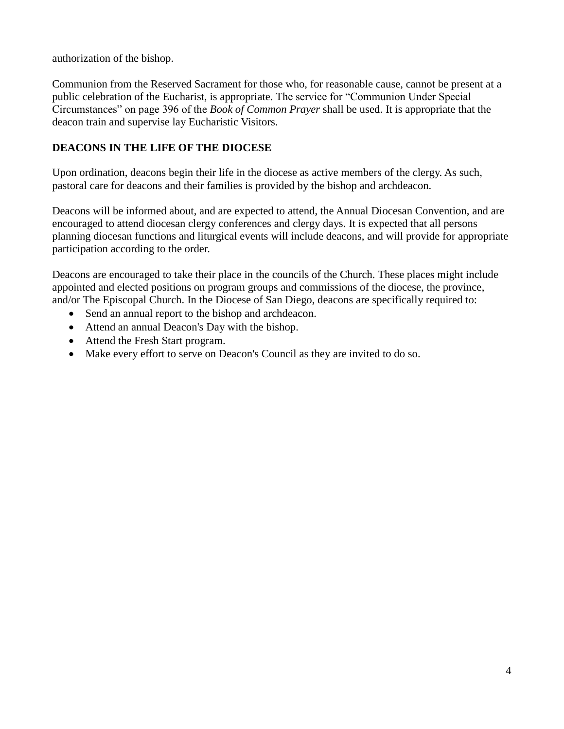authorization of the bishop.

Communion from the Reserved Sacrament for those who, for reasonable cause, cannot be present at a public celebration of the Eucharist, is appropriate. The service for "Communion Under Special Circumstances" on page 396 of the *Book of Common Prayer* shall be used. It is appropriate that the deacon train and supervise lay Eucharistic Visitors.

## DEACONS IN THE LIFE OF THE DIOCESE

Upon ordination, deacons begin their life in the diocese as active members of the clergy. As such, pastoral care for deacons and their families is provided by the bishop and archdeacon.

Deacons will be informed about, and are expected to attend, the Annual Diocesan Convention, and are encouraged to attend diocesan clergy conferences and clergy days. It is expected that all persons planning diocesan functions and liturgical events will include deacons, and will provide for appropriate participation according to the order.

Deacons are encouraged to take their place in the councils of the Church. These places might include appointed and elected positions on program groups and commissions of the diocese, the province, and/or The Episcopal Church. In the Diocese of San Diego, deacons are specifically required to:

- Send an annual report to the bishop and archdeacon.
- Attend an annual Deacon's Day with the bishop.
- Attend the Fresh Start program.
- Make every effort to serve on Deacon's Council as they are invited to do so.